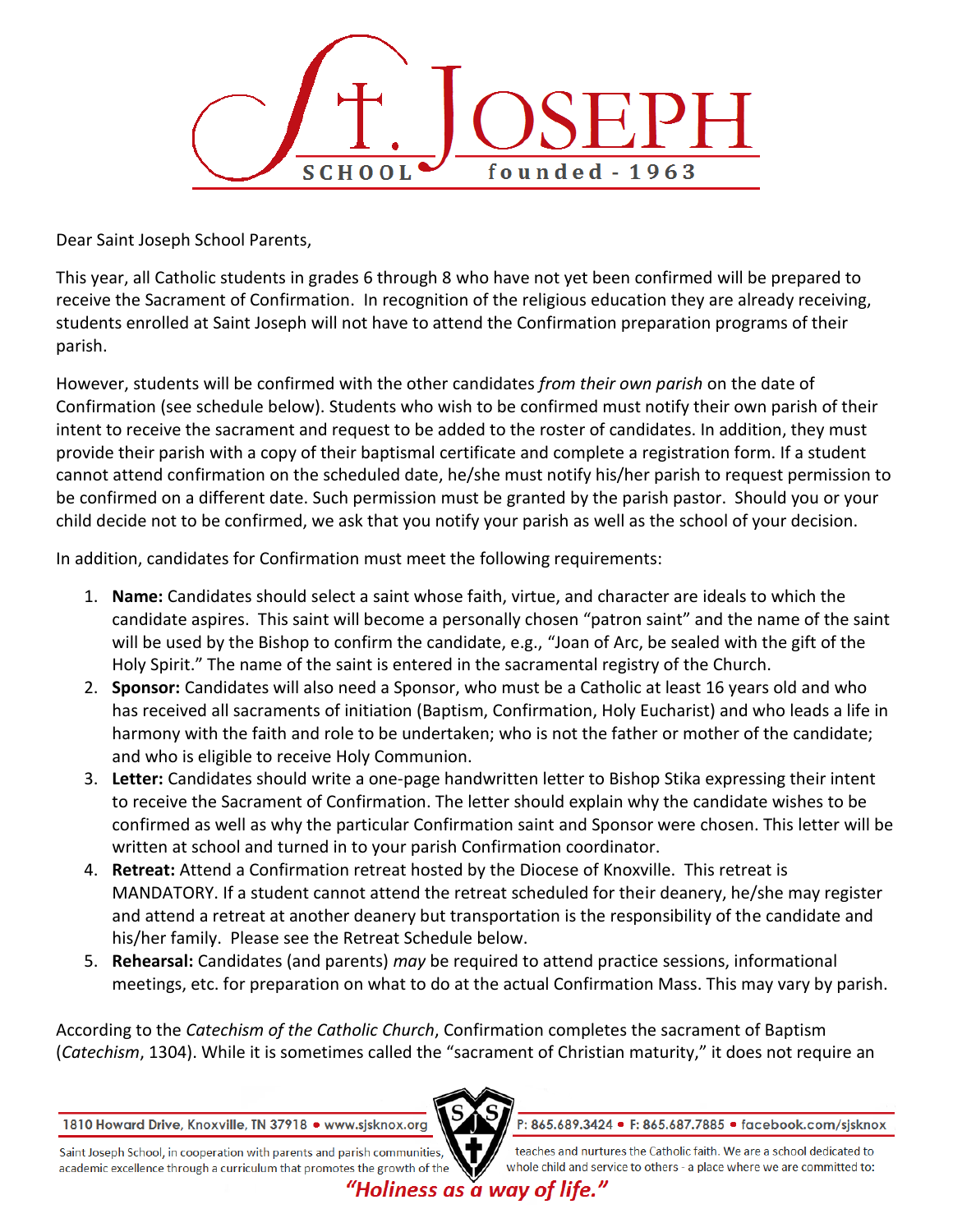# St. Joseph School

founded - 1963

Dear Saint Joseph School Parents,

This year, all Catholic students in grades 6 through 8 who have not yet been confirmed will be prepared to receive the Sacrament of Confirmation. In recognition of the religious education they are already receiving, students enrolled at Saint Joseph will not have to attend the Confirmation preparation programs of their parish.

However, students will be confirmed with the other candidates *from their own parish* on the date of Confirmation (see schedule below). Students who wish to be confirmed must notify their own parish of their intent to receive the sacrament and request to be added to the roster of candidates. In addition, they must provide their parish with a copy of their baptismal certificate and complete a registration form. If a student cannot attend confirmation on the scheduled date, he/she must notify his/her parish to request permission to be confirmed on a different date. Such permission must be granted by the parish pastor. Should you or your child decide not to be confirmed, we ask that you notify your parish as well as the school of your decision.

In addition, candidates for Confirmation must meet the following requirements:

1. **Name:** Candidates should select a saint whose faith, virtue, and character are ideals to which the candidate aspires. This saint will become a personally chosen "patron saint" and the name of the saint will be used by the Bishop to confirm the candidate, e.g., "Joan of Arc, be sealed with the gift of the Holy Spirit." The name of the saint is entered in the sacramental registry of the Church.
2. **Sponsor:** Candidates will also need a Sponsor, who must be a Catholic at least 16 years old and who has received all sacraments of initiation (Baptism, Confirmation, Holy Eucharist) and who leads a life in harmony with the faith and role to be undertaken; who is not the father or mother of the candidate; and who is eligible to receive Holy Communion.
3. **Letter:** Candidates should write a one-page handwritten letter to Bishop Stika expressing their intent to receive the Sacrament of Confirmation. The letter should explain why the candidate wishes to be confirmed as well as why the particular Confirmation saint and Sponsor were chosen. This letter will be written at school and turned in to your parish Confirmation coordinator.
4. **Retreat:** Attend a Confirmation retreat hosted by the Diocese of Knoxville. This retreat is MANDATORY. If a student cannot attend the retreat scheduled for their deanery, he/she may register and attend a retreat at another deanery but transportation is the responsibility of the candidate and his/her family. Please see the Retreat Schedule below.
5. **Rehearsal:** Candidates (and parents) *may* be required to attend practice sessions, informational meetings, etc. for preparation on what to do at the actual Confirmation Mass. This may vary by parish.

According to the *Catechism of the Catholic Church*, Confirmation completes the sacrament of Baptism (*Catechism*, 1304). While it is sometimes called the "sacrament of Christian maturity," it does not require an

1810 Howard Drive, Knoxville, TN 37918 • www.sjsknox.org P: 865.689.3424 • F: 865.687.7885 • facebook.com/sjsknox

Saint Joseph School, in cooperation with parents and parish communities, teaches and nurtures the Catholic faith. We are a school dedicated to academic excellence through a curriculum that promotes the growth of the whole child and service to others - a place where we are committed to:

*"Holiness as a way of life."*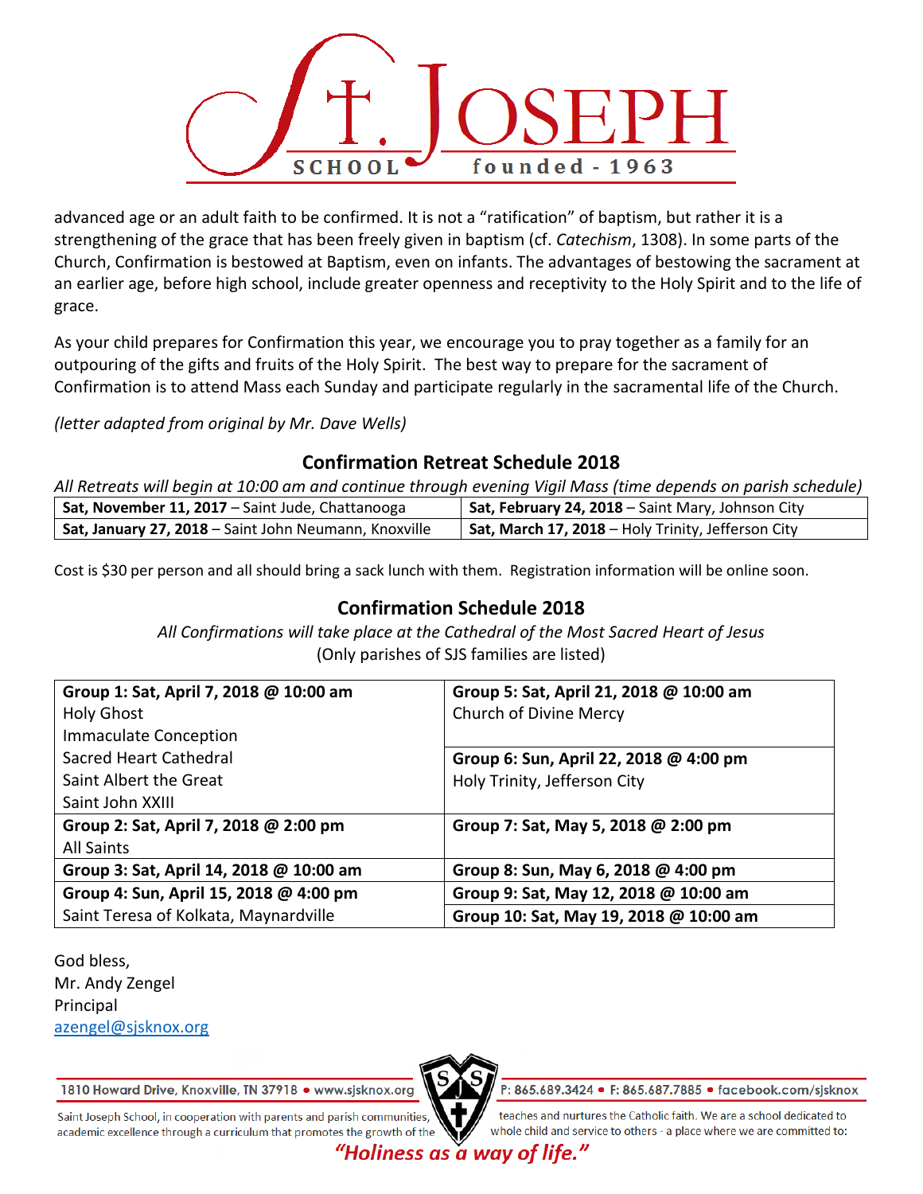advanced age or an adult faith to be confirmed. It is not a "ratification" of baptism, but rather it is a strengthening of the grace that has been freely given in baptism (cf. *Catechism*, 1308). In some parts of the Church, Confirmation is bestowed at Baptism, even on infants. The advantages of bestowing the sacrament at an earlier age, before high school, include greater openness and receptivity to the Holy Spirit and to the life of grace.

As your child prepares for Confirmation this year, we encourage you to pray together as a family for an outpouring of the gifts and fruits of the Holy Spirit. The best way to prepare for the sacrament of Confirmation is to attend Mass each Sunday and participate regularly in the sacramental life of the Church.

*(letter adapted from original by Mr. Dave Wells)*

## Confirmation Retreat Schedule 2018

*All Retreats will begin at 10:00 am and continue through evening Vigil Mass (time depends on parish schedule)*

| | |
|---|---|
| **Sat, November 11, 2017** – Saint Jude, Chattanooga | **Sat, February 24, 2018** – Saint Mary, Johnson City |
| **Sat, January 27, 2018** – Saint John Neumann, Knoxville | **Sat, March 17, 2018** – Holy Trinity, Jefferson City |

Cost is $30 per person and all should bring a sack lunch with them. Registration information will be online soon.

## Confirmation Schedule 2018

*All Confirmations will take place at the Cathedral of the Most Sacred Heart of Jesus*

(Only parishes of SJS families are listed)

| | |
|---|---|
| **Group 1: Sat, April 7, 2018 @ 10:00 am**<br>Holy Ghost<br>Immaculate Conception<br>Sacred Heart Cathedral<br>Saint Albert the Great<br>Saint John XXIII | **Group 5: Sat, April 21, 2018 @ 10:00 am**<br>Church of Divine Mercy<br><br>**Group 6: Sun, April 22, 2018 @ 4:00 pm**<br>Holy Trinity, Jefferson City |
| **Group 2: Sat, April 7, 2018 @ 2:00 pm**<br>All Saints | **Group 7: Sat, May 5, 2018 @ 2:00 pm** |
| **Group 3: Sat, April 14, 2018 @ 10:00 am** | **Group 8: Sun, May 6, 2018 @ 4:00 pm** |
| **Group 4: Sun, April 15, 2018 @ 4:00 pm**<br>Saint Teresa of Kolkata, Maynardville | **Group 9: Sat, May 12, 2018 @ 10:00 am**<br>**Group 10: Sat, May 19, 2018 @ 10:00 am** |

God bless,
Mr. Andy Zengel
Principal
azengel@sjsknox.org